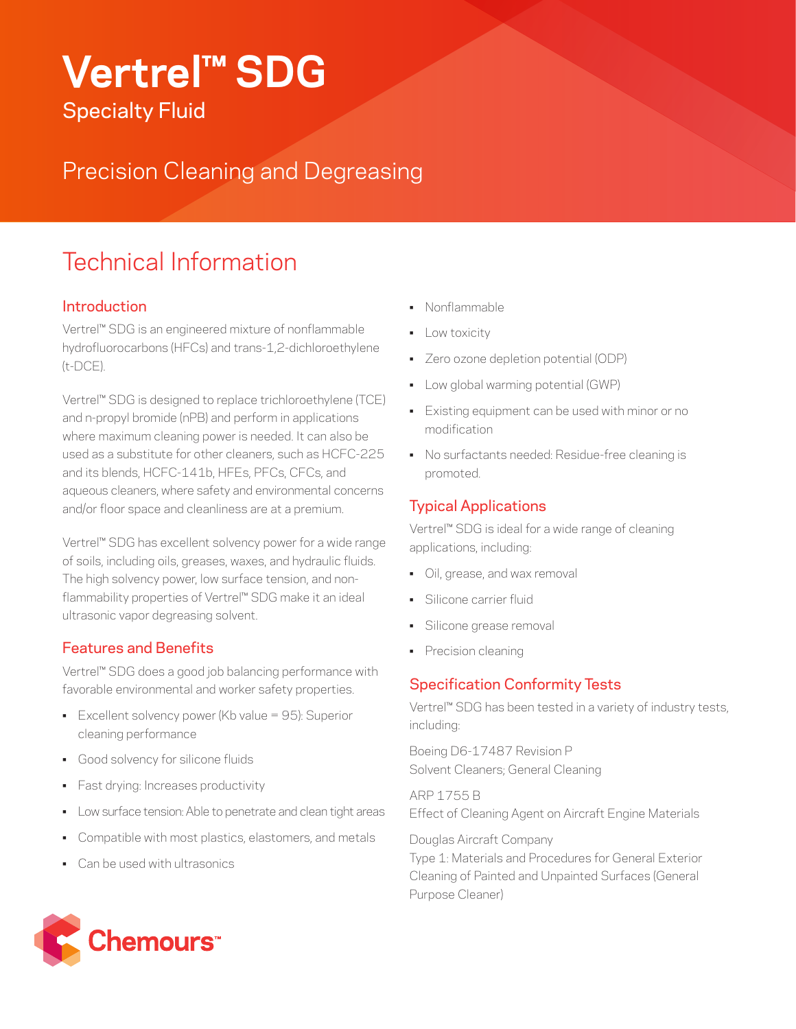# Vertrel™ SDG

Specialty Fluid

Precision Cleaning and Degreasing

## Technical Information

### Introduction

Vertrel™ SDG is an engineered mixture of nonflammable hydrofluorocarbons (HFCs) and trans-1,2-dichloroethylene (t-DCE).

Vertrel™ SDG is designed to replace trichloroethylene (TCE) and n-propyl bromide (nPB) and perform in applications where maximum cleaning power is needed. It can also be used as a substitute for other cleaners, such as HCFC-225 and its blends, HCFC-141b, HFEs, PFCs, CFCs, and aqueous cleaners, where safety and environmental concerns and/or floor space and cleanliness are at a premium.

Vertrel™ SDG has excellent solvency power for a wide range of soils, including oils, greases, waxes, and hydraulic fluids. The high solvency power, low surface tension, and non-flammability properties of Vertrel™ SDG make it an ideal ultrasonic vapor degreasing solvent.

### Features and Benefits

Vertrel™ SDG does a good job balancing performance with favorable environmental and worker safety properties.

- Excellent solvency power (Kb value = 95): Superior cleaning performance
- Good solvency for silicone fluids
- Fast drying: Increases productivity
- Low surface tension: Able to penetrate and clean tight areas
- Compatible with most plastics, elastomers, and metals
- Can be used with ultrasonics
- Nonflammable
- Low toxicity
- Zero ozone depletion potential (ODP)
- Low global warming potential (GWP)
- Existing equipment can be used with minor or no modification
- No surfactants needed: Residue-free cleaning is promoted.

### Typical Applications

Vertrel™ SDG is ideal for a wide range of cleaning applications, including:

- Oil, grease, and wax removal
- Silicone carrier fluid
- Silicone grease removal
- Precision cleaning

### Specification Conformity Tests

Vertrel™ SDG has been tested in a variety of industry tests, including:

Boeing D6-17487 Revision P
Solvent Cleaners; General Cleaning

ARP 1755 B
Effect of Cleaning Agent on Aircraft Engine Materials

Douglas Aircraft Company
Type 1: Materials and Procedures for General Exterior Cleaning of Painted and Unpainted Surfaces (General Purpose Cleaner)

Chemours™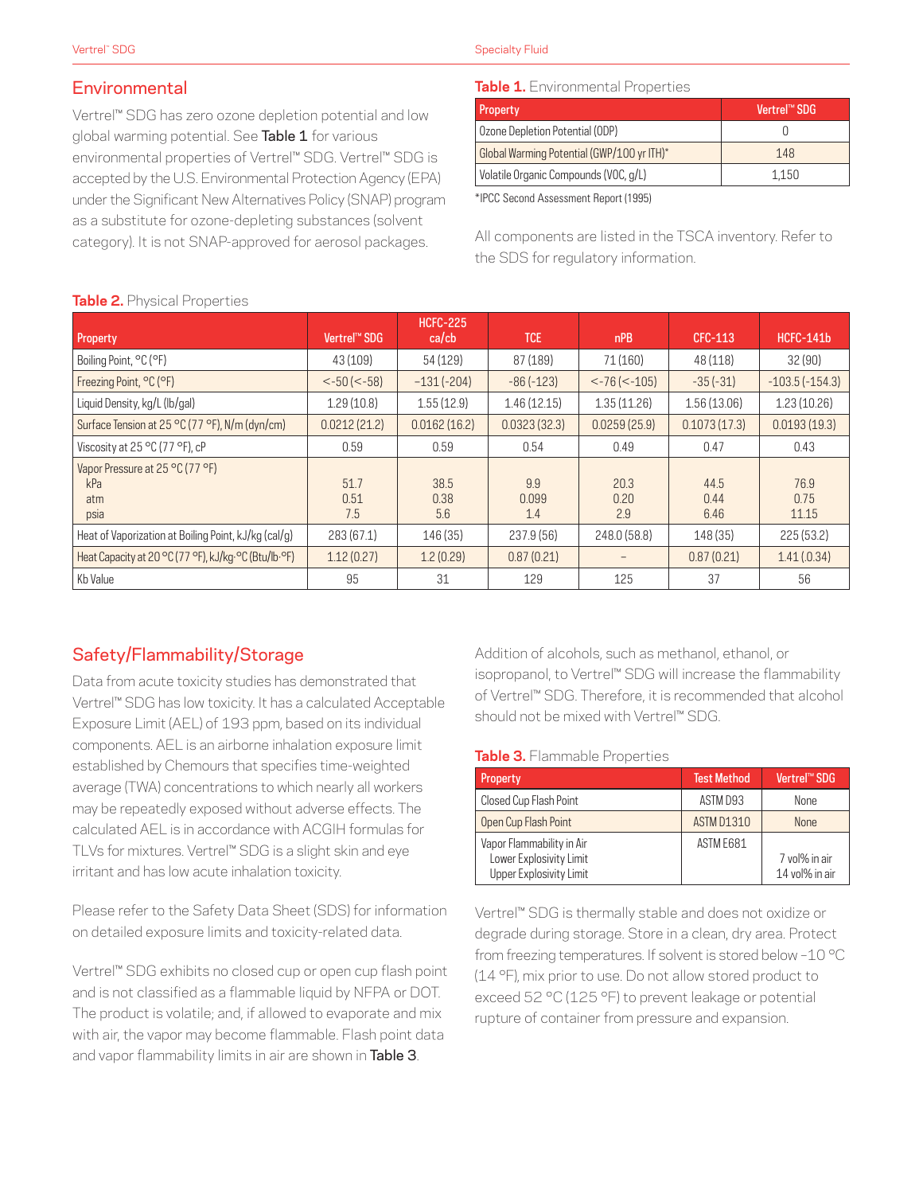## Environmental

Vertrel™ SDG has zero ozone depletion potential and low global warming potential. See **Table 1** for various environmental properties of Vertrel™ SDG. Vertrel™ SDG is accepted by the U.S. Environmental Protection Agency (EPA) under the Significant New Alternatives Policy (SNAP) program as a substitute for ozone-depleting substances (solvent category). It is not SNAP-approved for aerosol packages.

**Table 1.** Environmental Properties

| Property | Vertrel™ SDG |
| --- | --- |
| Ozone Depletion Potential (ODP) | 0 |
| Global Warming Potential (GWP/100 yr ITH)* | 148 |
| Volatile Organic Compounds (VOC, g/L) | 1,150 |

*IPCC Second Assessment Report (1995)

All components are listed in the TSCA inventory. Refer to the SDS for regulatory information.

**Table 2.** Physical Properties

| Property | Vertrel™ SDG | HCFC-225 ca/cb | TCE | nPB | CFC-113 | HCFC-141b |
| --- | --- | --- | --- | --- | --- | --- |
| Boiling Point, °C (°F) | 43 (109) | 54 (129) | 87 (189) | 71 (160) | 48 (118) | 32 (90) |
| Freezing Point, °C (°F) | <-50 (<-58) | −131 (-204) | -86 (-123) | <-76 (<-105) | -35 (-31) | -103.5 (-154.3) |
| Liquid Density, kg/L (lb/gal) | 1.29 (10.8) | 1.55 (12.9) | 1.46 (12.15) | 1.35 (11.26) | 1.56 (13.06) | 1.23 (10.26) |
| Surface Tension at 25 °C (77 °F), N/m (dyn/cm) | 0.0212 (21.2) | 0.0162 (16.2) | 0.0323 (32.3) | 0.0259 (25.9) | 0.1073 (17.3) | 0.0193 (19.3) |
| Viscosity at 25 °C (77 °F), cP | 0.59 | 0.59 | 0.54 | 0.49 | 0.47 | 0.43 |
| Vapor Pressure at 25 °C (77 °F) | | | | | | |
| kPa | 51.7 | 38.5 | 9.9 | 20.3 | 44.5 | 76.9 |
| atm | 0.51 | 0.38 | 0.099 | 0.20 | 0.44 | 0.75 |
| psia | 7.5 | 5.6 | 1.4 | 2.9 | 6.46 | 11.15 |
| Heat of Vaporization at Boiling Point, kJ/kg (cal/g) | 283 (67.1) | 146 (35) | 237.9 (56) | 248.0 (58.8) | 148 (35) | 225 (53.2) |
| Heat Capacity at 20 °C (77 °F), kJ/kg·°C (Btu/lb·°F) | 1.12 (0.27) | 1.2 (0.29) | 0.87 (0.21) | – | 0.87 (0.21) | 1.41 (0.34) |
| Kb Value | 95 | 31 | 129 | 125 | 37 | 56 |

## Safety/Flammability/Storage

Data from acute toxicity studies has demonstrated that Vertrel™ SDG has low toxicity. It has a calculated Acceptable Exposure Limit (AEL) of 193 ppm, based on its individual components. AEL is an airborne inhalation exposure limit established by Chemours that specifies time-weighted average (TWA) concentrations to which nearly all workers may be repeatedly exposed without adverse effects. The calculated AEL is in accordance with ACGIH formulas for TLVs for mixtures. Vertrel™ SDG is a slight skin and eye irritant and has low acute inhalation toxicity.

Please refer to the Safety Data Sheet (SDS) for information on detailed exposure limits and toxicity-related data.

Vertrel™ SDG exhibits no closed cup or open cup flash point and is not classified as a flammable liquid by NFPA or DOT. The product is volatile; and, if allowed to evaporate and mix with air, the vapor may become flammable. Flash point data and vapor flammability limits in air are shown in **Table 3**.

Addition of alcohols, such as methanol, ethanol, or isopropanol, to Vertrel™ SDG will increase the flammability of Vertrel™ SDG. Therefore, it is recommended that alcohol should not be mixed with Vertrel™ SDG.

**Table 3.** Flammable Properties

| Property | Test Method | Vertrel™ SDG |
| --- | --- | --- |
| Closed Cup Flash Point | ASTM D93 | None |
| Open Cup Flash Point | ASTM D1310 | None |
| Vapor Flammability in Air | ASTM E681 | |
| Lower Explosivity Limit | | 7 vol% in air |
| Upper Explosivity Limit | | 14 vol% in air |

Vertrel™ SDG is thermally stable and does not oxidize or degrade during storage. Store in a clean, dry area. Protect from freezing temperatures. If solvent is stored below −10 °C (14 °F), mix prior to use. Do not allow stored product to exceed 52 °C (125 °F) to prevent leakage or potential rupture of container from pressure and expansion.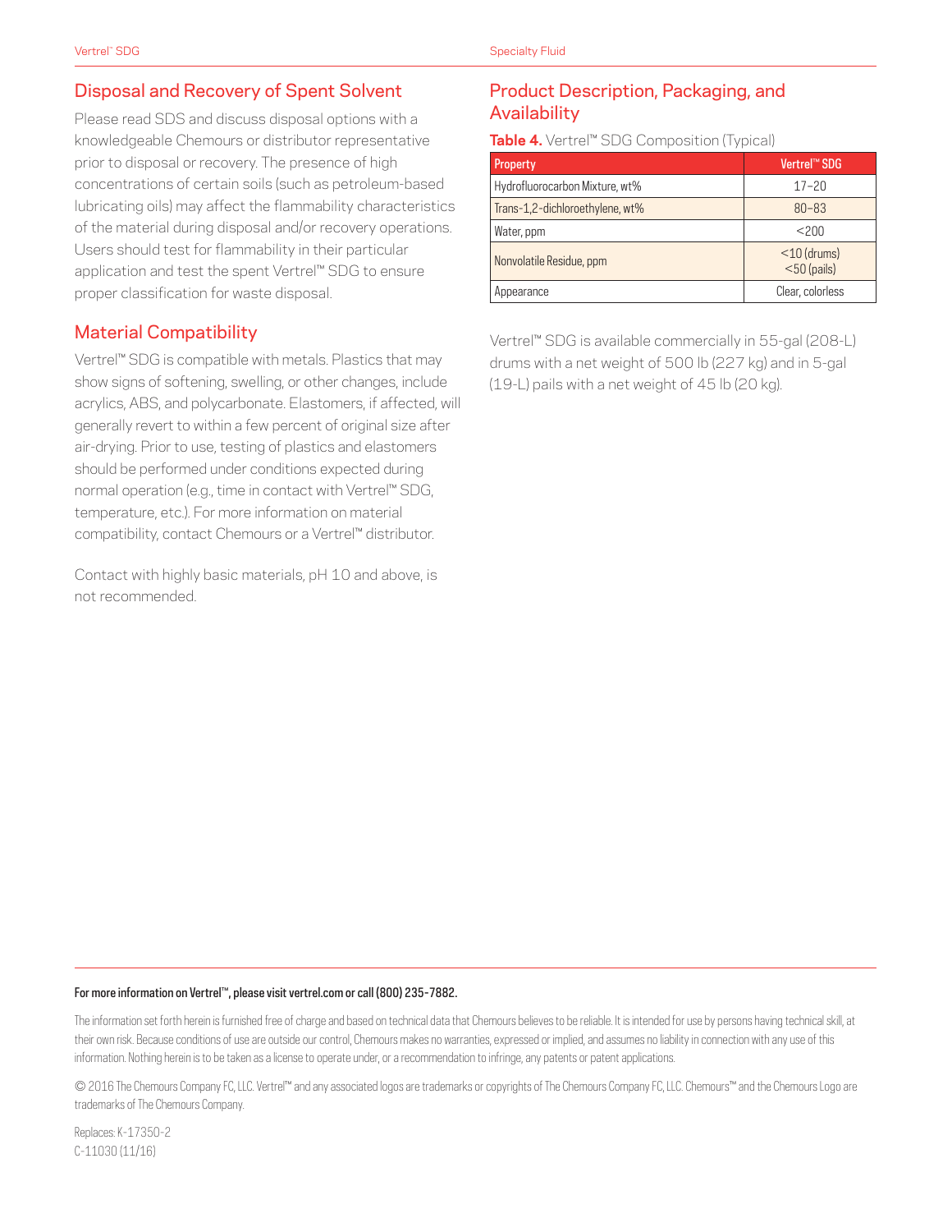## Disposal and Recovery of Spent Solvent

Please read SDS and discuss disposal options with a knowledgeable Chemours or distributor representative prior to disposal or recovery. The presence of high concentrations of certain soils (such as petroleum-based lubricating oils) may affect the flammability characteristics of the material during disposal and/or recovery operations. Users should test for flammability in their particular application and test the spent Vertrel™ SDG to ensure proper classification for waste disposal.

## Material Compatibility

Vertrel™ SDG is compatible with metals. Plastics that may show signs of softening, swelling, or other changes, include acrylics, ABS, and polycarbonate. Elastomers, if affected, will generally revert to within a few percent of original size after air-drying. Prior to use, testing of plastics and elastomers should be performed under conditions expected during normal operation (e.g., time in contact with Vertrel™ SDG, temperature, etc.). For more information on material compatibility, contact Chemours or a Vertrel™ distributor.

Contact with highly basic materials, pH 10 and above, is not recommended.

## Product Description, Packaging, and Availability

**Table 4.** Vertrel™ SDG Composition (Typical)

| Property | Vertrel™ SDG |
|---|---|
| Hydrofluorocarbon Mixture, wt% | 17–20 |
| Trans-1,2-dichloroethylene, wt% | 80–83 |
| Water, ppm | <200 |
| Nonvolatile Residue, ppm | <10 (drums)<br><50 (pails) |
| Appearance | Clear, colorless |

Vertrel™ SDG is available commercially in 55-gal (208-L) drums with a net weight of 500 lb (227 kg) and in 5-gal (19-L) pails with a net weight of 45 lb (20 kg).

**For more information on Vertrel™, please visit vertrel.com or call (800) 235-7882.**

The information set forth herein is furnished free of charge and based on technical data that Chemours believes to be reliable. It is intended for use by persons having technical skill, at their own risk. Because conditions of use are outside our control, Chemours makes no warranties, expressed or implied, and assumes no liability in connection with any use of this information. Nothing herein is to be taken as a license to operate under, or a recommendation to infringe, any patents or patent applications.

© 2016 The Chemours Company FC, LLC. Vertrel™ and any associated logos are trademarks or copyrights of The Chemours Company FC, LLC. Chemours™ and the Chemours Logo are trademarks of The Chemours Company.

Replaces: K-17350-2
C-11030 (11/16)